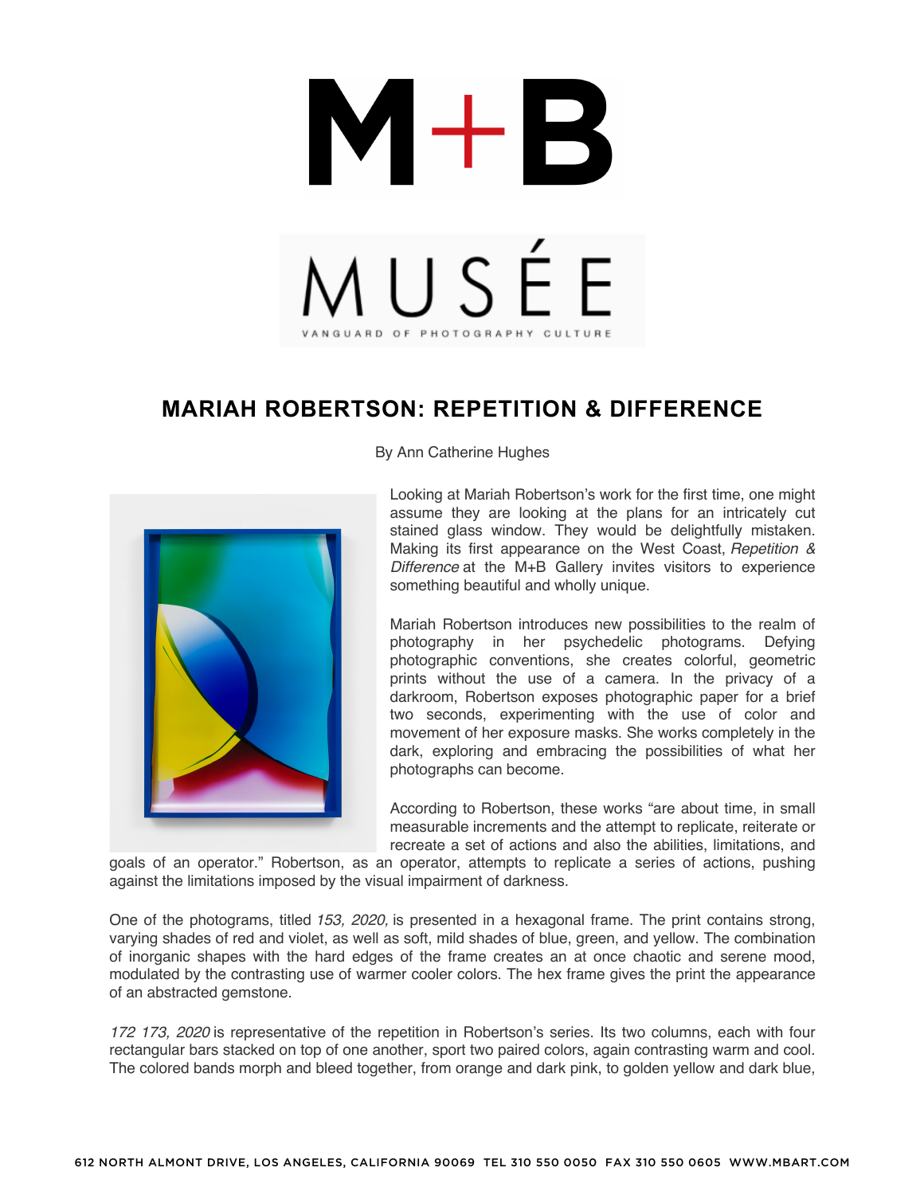# MARIAH ROBERTSON: REPETITION & DIFFERENCE

By Ann Catherine Hughes

Looking at Mariah Robertson's work for the first time, one might assume they are looking at the plans for an intricately cut stained glass window. They would be delightfully mistaken. Making its first appearance on the West Coast, *Repetition & Difference* at the M+B Gallery invites visitors to experience something beautiful and wholly unique.

Mariah Robertson introduces new possibilities to the realm of photography in her psychedelic photograms. Defying photographic conventions, she creates colorful, geometric prints without the use of a camera. In the privacy of a darkroom, Robertson exposes photographic paper for a brief two seconds, experimenting with the use of color and movement of her exposure masks. She works completely in the dark, exploring and embracing the possibilities of what her photographs can become.

According to Robertson, these works "are about time, in small measurable increments and the attempt to replicate, reiterate or recreate a set of actions and also the abilities, limitations, and goals of an operator." Robertson, as an operator, attempts to replicate a series of actions, pushing against the limitations imposed by the visual impairment of darkness.

One of the photograms, titled *153, 2020,* is presented in a hexagonal frame. The print contains strong, varying shades of red and violet, as well as soft, mild shades of blue, green, and yellow. The combination of inorganic shapes with the hard edges of the frame creates an at once chaotic and serene mood, modulated by the contrasting use of warmer cooler colors. The hex frame gives the print the appearance of an abstracted gemstone.

*172 173, 2020* is representative of the repetition in Robertson's series. Its two columns, each with four rectangular bars stacked on top of one another, sport two paired colors, again contrasting warm and cool. The colored bands morph and bleed together, from orange and dark pink, to golden yellow and dark blue,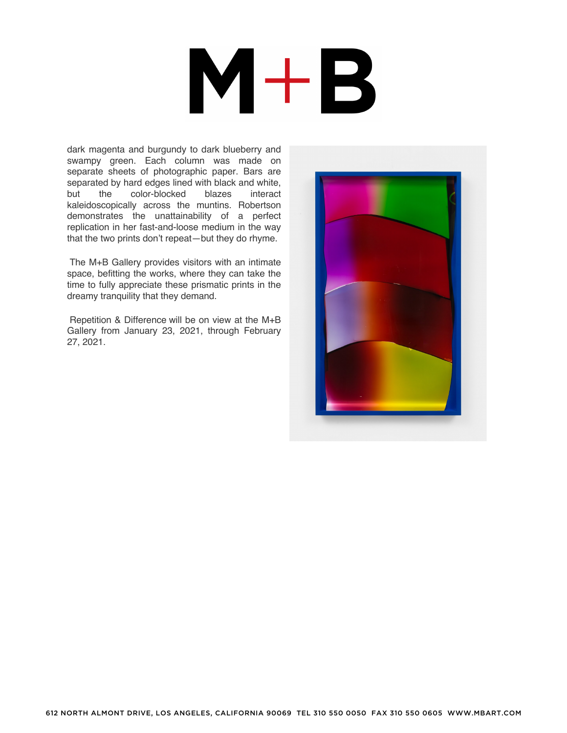dark magenta and burgundy to dark blueberry and swampy green. Each column was made on separate sheets of photographic paper. Bars are separated by hard edges lined with black and white, but the color-blocked blazes interact kaleidoscopically across the muntins. Robertson demonstrates the unattainability of a perfect replication in her fast-and-loose medium in the way that the two prints don't repeat—but they do rhyme.

The M+B Gallery provides visitors with an intimate space, befitting the works, where they can take the time to fully appreciate these prismatic prints in the dreamy tranquility that they demand.

Repetition & Difference will be on view at the M+B Gallery from January 23, 2021, through February 27, 2021.